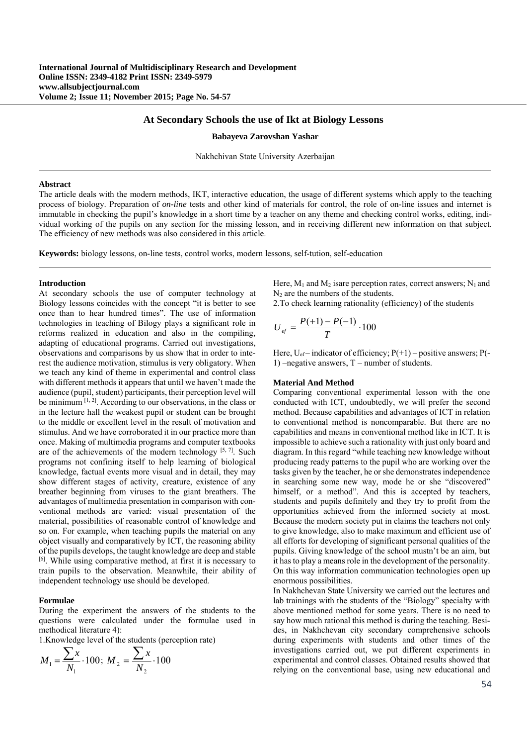# At Secondary Schools the use of Ikt at Biology Lessons

**Babayeva Zarovshan Yashar**

Nakhchivan State University Azerbaijan

**Abstract**

The article deals with the modern methods, IKT, interactive education, the usage of different systems which apply to the teaching process of biology. Preparation of *on-line* tests and other kind of materials for control, the role of on-line issues and internet is immutable in checking the pupil's knowledge in a short time by a teacher on any theme and checking control works, editing, individual working of the pupils on any section for the missing lesson, and in receiving different new information on that subject. The efficiency of new methods was also considered in this article.

**Keywords:** biology lessons, on-line tests, control works, modern lessons, self-tution, self-education

## Introduction

At secondary schools the use of computer technology at Biology lessons coincides with the concept "it is better to see once than to hear hundred times". The use of information technologies in teaching of Bilogy plays a significant role in reforms realized in education and also in the compiling, adapting of educational programs. Carried out investigations, observations and comparisons by us show that in order to interest the audience motivation, stimulus is very obligatory. When we teach any kind of theme in experimental and control class with different methods it appears that until we haven't made the audience (pupil, student) participants, their perception level will be minimum [1, 2]. According to our observations, in the class or in the lecture hall the weakest pupil or student can be brought to the middle or excellent level in the result of motivation and stimulus. And we have corroborated it in our practice more than once. Making of multimedia programs and computer textbooks are of the achievements of the modern technology [5, 7]. Such programs not confining itself to help learning of biological knowledge, factual events more visual and in detail, they may show different stages of activity, creature, existence of any breather beginning from viruses to the giant breathers. The advantages of multimedia presentation in comparison with conventional methods are varied: visual presentation of the material, possibilities of reasonable control of knowledge and so on. For example, when teaching pupils the material on any object visually and comparatively by ICT, the reasoning ability of the pupils develops, the taught knowledge are deep and stable [6]. While using comparative method, at first it is necessary to train pupils to the observation. Meanwhile, their ability of independent technology use should be developed.

## Formulae

During the experiment the answers of the students to the questions were calculated under the formulae used in methodical literature 4):

1.Knowledge level of the students (perception rate)

$$M_1 = \frac{\sum x}{N_1} \cdot 100; \; M_2 = \frac{\sum x}{N_2} \cdot 100$$

Here, $M_1$ and $M_2$ isare perception rates, correct answers; $N_1$ and $N_2$ are the numbers of the students.

2.To check learning rationality (efficiency) of the students

$$U_{ef} = \frac{P(+1) - P(-1)}{T} \cdot 100$$

Here, $U_{ef}$ – indicator of efficiency; $P(+1)$ – positive answers; $P(-1)$ –negative answers, $T$ – number of students.

## Material And Method

Comparing conventional experimental lesson with the one conducted with ICT, undoubtedly, we will prefer the second method. Because capabilities and advantages of ICT in relation to conventional method is noncomparable. But there are no capabilities and means in conventional method like in ICT. It is impossible to achieve such a rationality with just only board and diagram. In this regard "while teaching new knowledge without producing ready patterns to the pupil who are working over the tasks given by the teacher, he or she demonstrates independence in searching some new way, mode he or she "discovered" himself, or a method". And this is accepted by teachers, students and pupils definitely and they try to profit from the opportunities achieved from the informed society at most. Because the modern society put in claims the teachers not only to give knowledge, also to make maximum and efficient use of all efforts for developing of significant personal qualities of the pupils. Giving knowledge of the school mustn't be an aim, but it has to play a means role in the development of the personality. On this way information communication technologies open up enormous possibilities.

In Nakhchevan State University we carried out the lectures and lab trainings with the students of the "Biology" specialty with above mentioned method for some years. There is no need to say how much rational this method is during the teaching. Besides, in Nakhchevan city secondary comprehensive schools during experiments with students and other times of the investigations carried out, we put different experiments in experimental and control classes. Obtained results showed that relying on the conventional base, using new educational and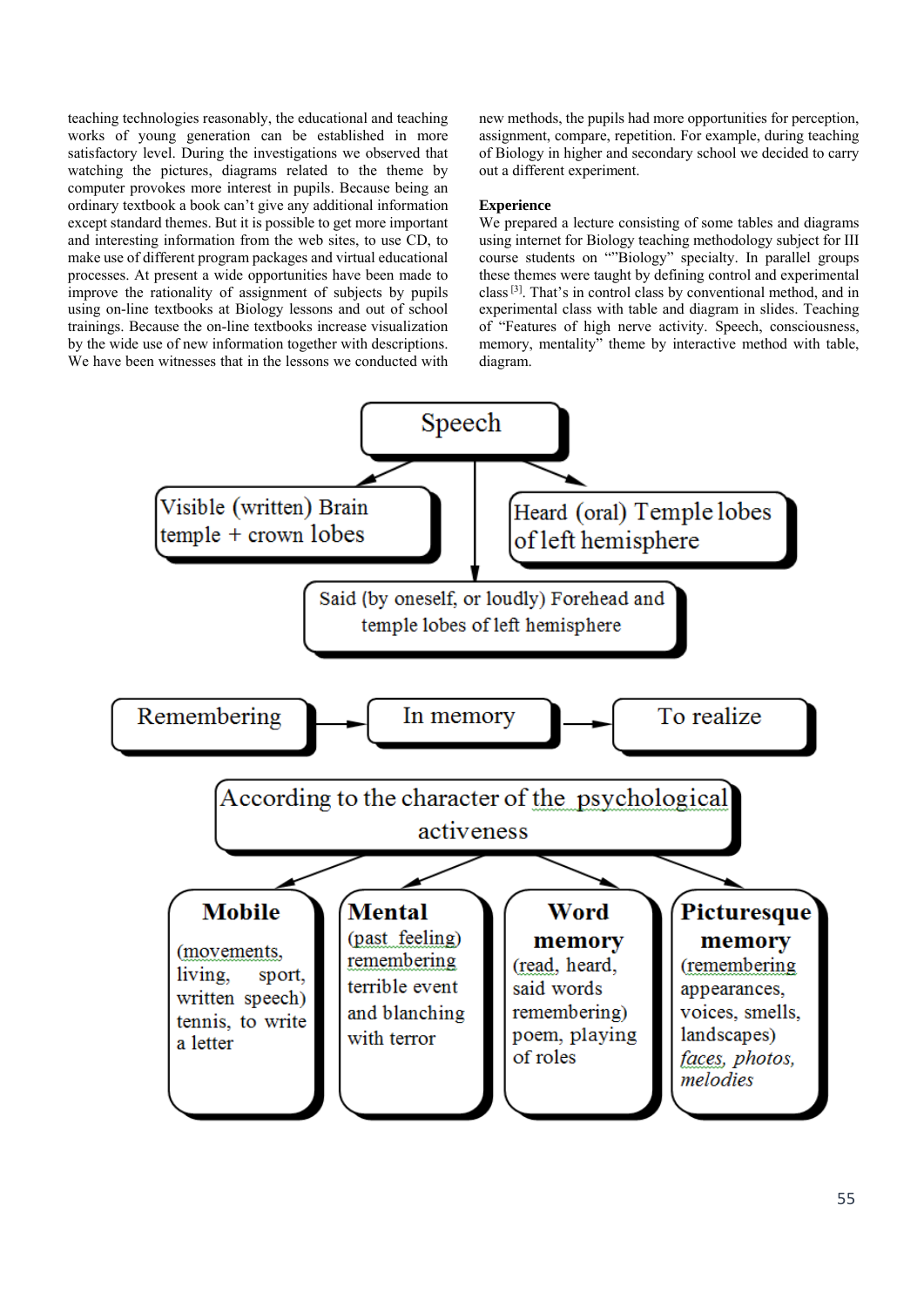teaching technologies reasonably, the educational and teaching works of young generation can be established in more satisfactory level. During the investigations we observed that watching the pictures, diagrams related to the theme by computer provokes more interest in pupils. Because being an ordinary textbook a book can't give any additional information except standard themes. But it is possible to get more important and interesting information from the web sites, to use CD, to make use of different program packages and virtual educational processes. At present a wide opportunities have been made to improve the rationality of assignment of subjects by pupils using on-line textbooks at Biology lessons and out of school trainings. Because the on-line textbooks increase visualization by the wide use of new information together with descriptions. We have been witnesses that in the lessons we conducted with new methods, the pupils had more opportunities for perception, assignment, compare, repetition. For example, during teaching of Biology in higher and secondary school we decided to carry out a different experiment.

**Experience**

We prepared a lecture consisting of some tables and diagrams using internet for Biology teaching methodology subject for III course students on ""Biology" specialty. In parallel groups these themes were taught by defining control and experimental class [3]. That's in control class by conventional method, and in experimental class with table and diagram in slides. Teaching of "Features of high nerve activity. Speech, consciousness, memory, mentality" theme by interactive method with table, diagram.

Speech
- Visible (written) Brain temple + crown lobes
- Heard (oral) Temple lobes of left hemisphere
- Said (by oneself, or loudly) Forehead and temple lobes of left hemisphere

Remembering → In memory → To realize

According to the character of the psychological activeness
- **Mobile** (movements, living, sport, written speech) tennis, to write a letter
- **Mental** (past feeling) remembering terrible event and blanching with terror
- **Word memory** (read, heard, said words remembering) poem, playing of roles
- **Picturesque memory** (remembering appearances, voices, smells, landscapes) *faces, photos, melodies*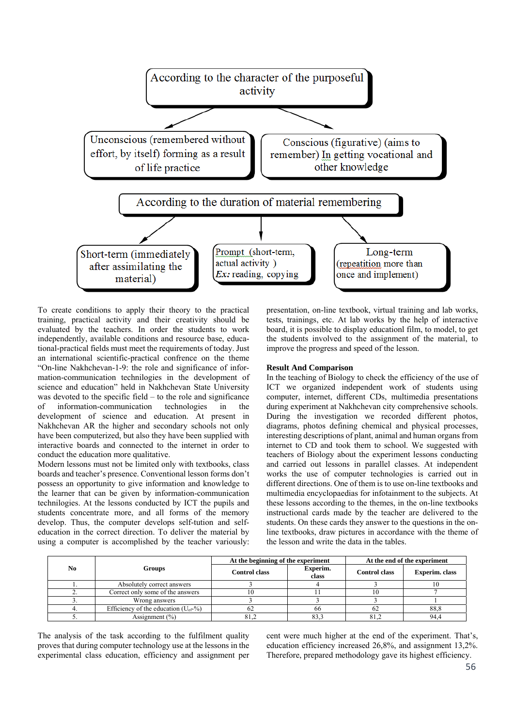According to the character of the purposeful activity

- Unconscious (remembered without effort, by itself) forming as a result of life practice
- Conscious (figurative) (aims to remember) In getting vocational and other knowledge

According to the duration of material remembering

- Short-term (immediately after assimilating the material)
- Prompt (short-term, actual activity ) *Ex:* reading, copying
- Long-term (repeatition more than once and implement)

To create conditions to apply their theory to the practical training, practical activity and their creativity should be evaluated by the teachers. In order the students to work independently, available conditions and resource base, educa-tional-practical fields must meet the requirements of today. Just an international scientific-practical confrence on the theme "On-line Nakhchevan-1-9: the role and significance of infor-mation-communication technilogies in the development of science and education" held in Nakhchevan State University was devoted to the specific field – to the role and significance of information-communication technologies in the development of science and education. At present in Nakhchevan AR the higher and secondary schools not only have been computerized, but also they have been supplied with interactive boards and connected to the internet in order to conduct the education more qualitative.

Modern lessons must not be limited only with textbooks, class boards and teacher's presence. Conventional lesson forms don't possess an opportunity to give information and knowledge to the learner that can be given by information-communication technilogies. At the lessons conducted by ICT the pupils and students concentrate more, and all forms of the memory develop. Thus, the computer develops self-tution and self-education in the correct direction. To deliver the material by using a computer is accomplished by the teacher variously: presentation, on-line textbook, virtual training and lab works, tests, trainings, etc. At lab works by the help of interactive board, it is possible to display educationl film, to model, to get the students involved to the assignment of the material, to improve the progress and speed of the lesson.

**Result And Comparison**

In the teaching of Biology to check the efficiency of the use of ICT we organized independent work of students using computer, internet, different CDs, multimedia presentations during experiment at Nakhchevan city comprehensive schools. During the investigation we recorded different photos, diagrams, photos defining chemical and physical processes, interesting descriptions of plant, animal and human organs from internet to CD and took them to school. We suggested with teachers of Biology about the experiment lessons conducting and carried out lessons in parallel classes. At independent works the use of computer technologies is carried out in different directions. One of them is to use on-line textbooks and multimedia encyclopaedias for infotainment to the subjects. At these lessons according to the themes, in the on-line textbooks instructional cards made by the teacher are delivered to the students. On these cards they answer to the questions in the on-line textbooks, draw pictures in accordance with the theme of the lesson and write the data in the tables.

| No | Groups | At the beginning of the experiment | | At the end of the experiment | |
|---|---|---|---|---|---|
| | | Control class | Experim. class | Control class | Experim. class |
| 1. | Absolutely correct answers | 3 | 4 | 3 | 10 |
| 2. | Correct only some of the answers | 10 | 11 | 10 | 7 |
| 3. | Wrong answers | 3 | 3 | 3 | 1 |
| 4. | Efficiency of the education ($U_{ef}$-%) | 62 | 66 | 62 | 88,8 |
| 5. | Assignment (%) | 81,2 | 83,3 | 81,2 | 94,4 |

The analysis of the task according to the fulfilment quality proves that during computer technology use at the lessons in the experimental class education, efficiency and assignment per cent were much higher at the end of the experiment. That's, education efficiency increased 26,8%, and assignment 13,2%. Therefore, prepared methodology gave its highest efficiency.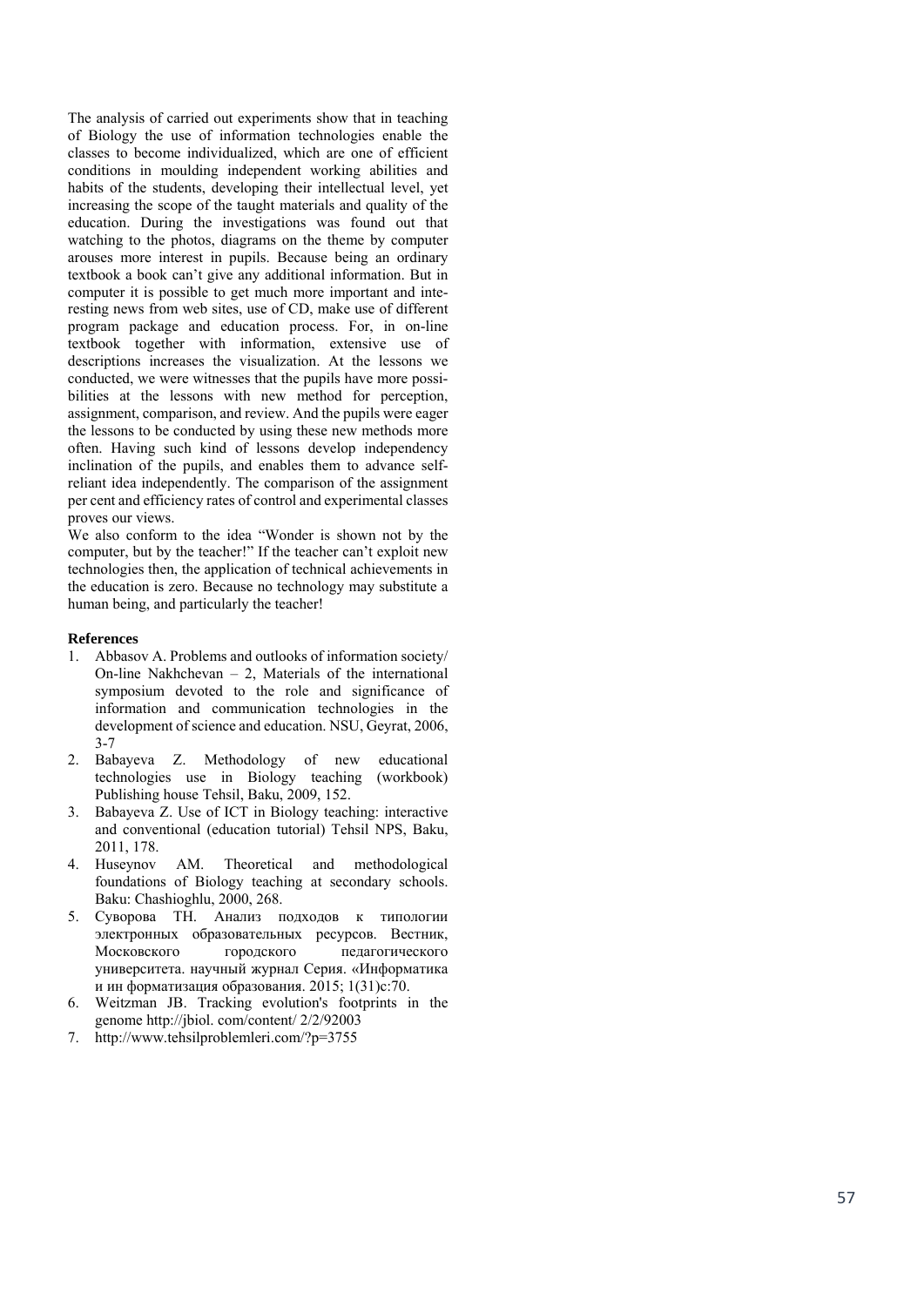The analysis of carried out experiments show that in teaching of Biology the use of information technologies enable the classes to become individualized, which are one of efficient conditions in moulding independent working abilities and habits of the students, developing their intellectual level, yet increasing the scope of the taught materials and quality of the education. During the investigations was found out that watching to the photos, diagrams on the theme by computer arouses more interest in pupils. Because being an ordinary textbook a book can't give any additional information. But in computer it is possible to get much more important and interesting news from web sites, use of CD, make use of different program package and education process. For, in on-line textbook together with information, extensive use of descriptions increases the visualization. At the lessons we conducted, we were witnesses that the pupils have more possibilities at the lessons with new method for perception, assignment, comparison, and review. And the pupils were eager the lessons to be conducted by using these new methods more often. Having such kind of lessons develop independency inclination of the pupils, and enables them to advance self-reliant idea independently. The comparison of the assignment per cent and efficiency rates of control and experimental classes proves our views.

We also conform to the idea "Wonder is shown not by the computer, but by the teacher!" If the teacher can't exploit new technologies then, the application of technical achievements in the education is zero. Because no technology may substitute a human being, and particularly the teacher!

**References**

1. Abbasov A. Problems and outlooks of information society/ On-line Nakhchevan – 2, Materials of the international symposium devoted to the role and significance of information and communication technologies in the development of science and education. NSU, Geyrat, 2006, 3-7
2. Babayeva Z. Methodology of new educational technologies use in Biology teaching (workbook) Publishing house Tehsil, Baku, 2009, 152.
3. Babayeva Z. Use of ICT in Biology teaching: interactive and conventional (education tutorial) Tehsil NPS, Baku, 2011, 178.
4. Huseynov AM. Theoretical and methodological foundations of Biology teaching at secondary schools. Baku: Chashioghlu, 2000, 268.
5. Суворова ТН. Анализ подходов к типологии электронных образовательных ресурсов. Вестник, Московского городского педагогического университета. научный журнал Серия. «Информатика и ин форматизация образования. 2015; 1(31)c:70.
6. Weitzman JB. Tracking evolution's footprints in the genome http://jbiol. com/content/ 2/2/92003
7. http://www.tehsilproblemleri.com/?p=3755